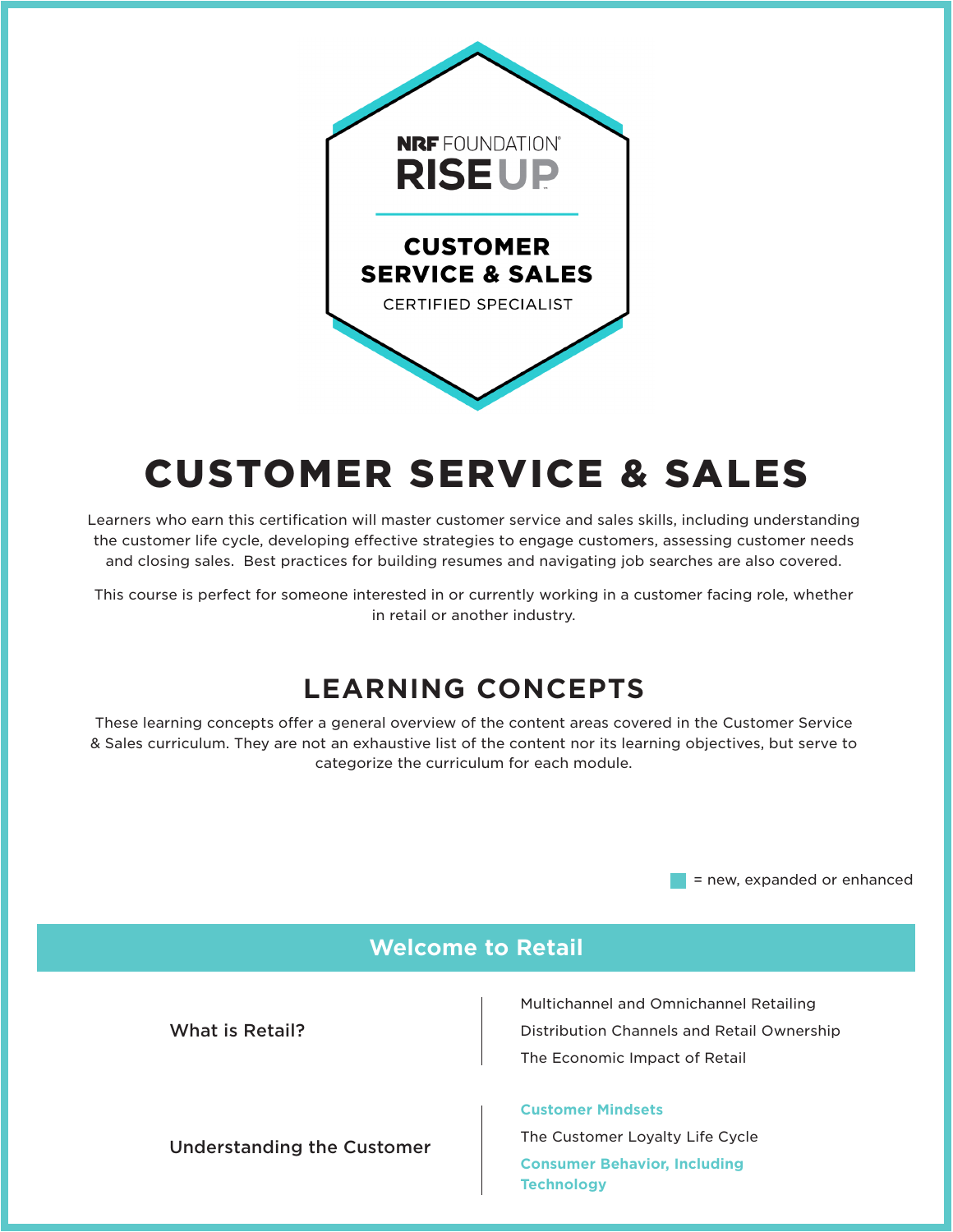NRF FOUNDATION RISEUP

CUSTOMER SERVICE & SALES

CERTIFIED SPECIALIST

# CUSTOMER SERVICE & SALES

Learners who earn this certification will master customer service and sales skills, including understanding the customer life cycle, developing effective strategies to engage customers, assessing customer needs and closing sales. Best practices for building resumes and navigating job searches are also covered.

This course is perfect for someone interested in or currently working in a customer facing role, whether in retail or another industry.

## LEARNING CONCEPTS

These learning concepts offer a general overview of the content areas covered in the Customer Service & Sales curriculum. They are not an exhaustive list of the content nor its learning objectives, but serve to categorize the curriculum for each module.

■ = new, expanded or enhanced

### Welcome to Retail

| Topic | Concepts |
| --- | --- |
| What is Retail? | Multichannel and Omnichannel Retailing<br>Distribution Channels and Retail Ownership<br>The Economic Impact of Retail |
| Understanding the Customer | **Customer Mindsets** ■<br>The Customer Loyalty Life Cycle<br>**Consumer Behavior, Including Technology** ■ |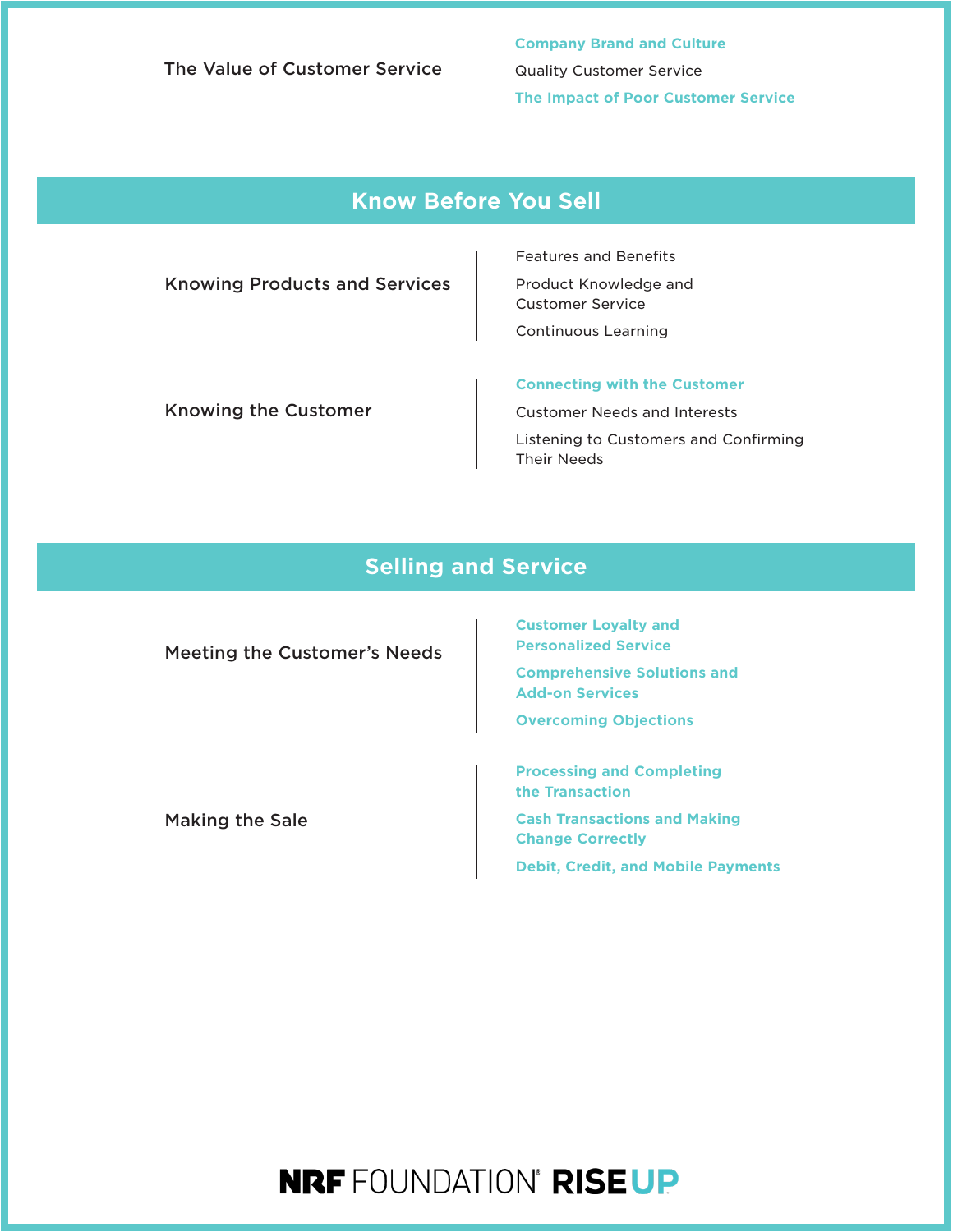**The Value of Customer Service**

- **Company Brand and Culture**
- Quality Customer Service
- **The Impact of Poor Customer Service**

## Know Before You Sell

**Knowing Products and Services**

- Features and Benefits
- Product Knowledge and Customer Service
- Continuous Learning

**Knowing the Customer**

- **Connecting with the Customer**
- Customer Needs and Interests
- Listening to Customers and Confirming Their Needs

## Selling and Service

**Meeting the Customer's Needs**

- **Customer Loyalty and Personalized Service**
- **Comprehensive Solutions and Add-on Services**
- **Overcoming Objections**

**Making the Sale**

- **Processing and Completing the Transaction**
- **Cash Transactions and Making Change Correctly**
- **Debit, Credit, and Mobile Payments**

NRF FOUNDATION® RISE UP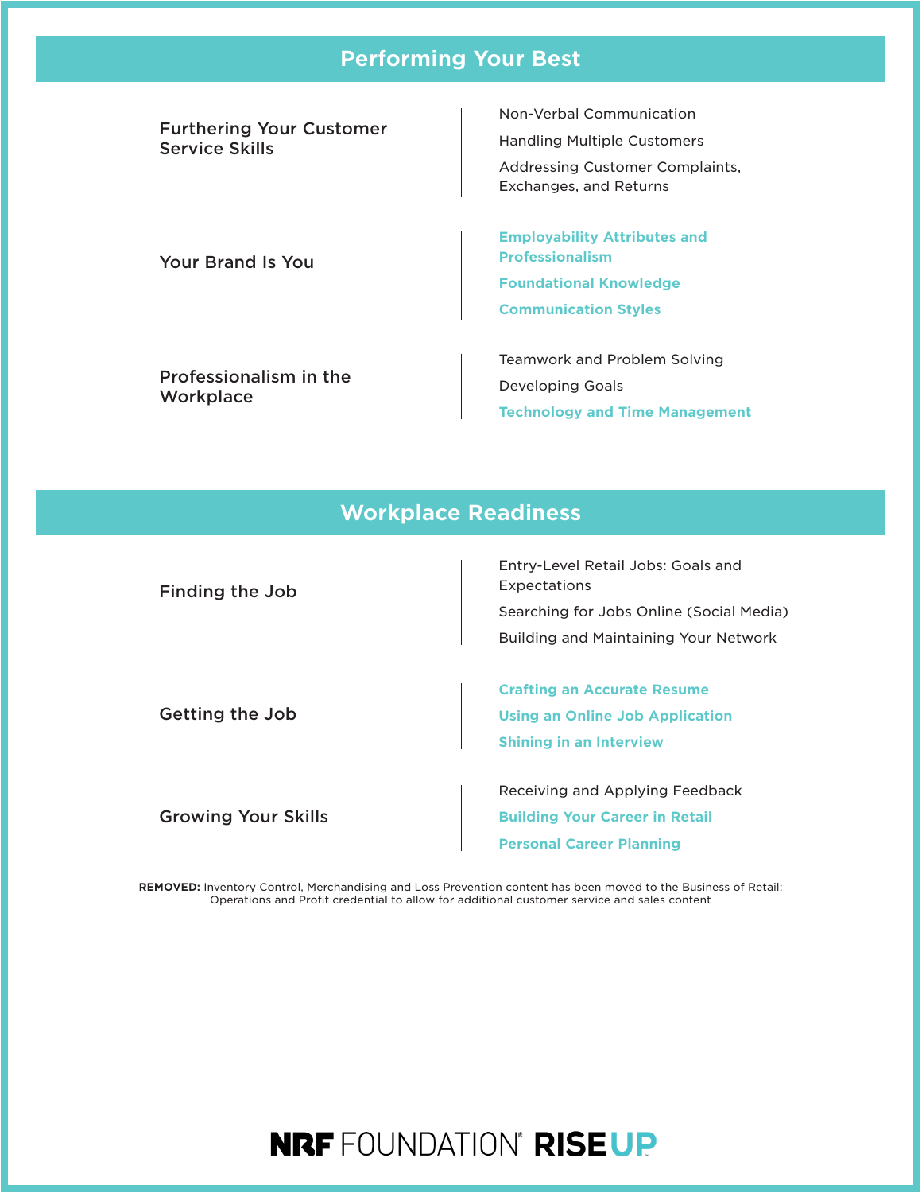## Performing Your Best

### Furthering Your Customer Service Skills

- Non-Verbal Communication
- Handling Multiple Customers
- Addressing Customer Complaints, Exchanges, and Returns

### Your Brand Is You

- **Employability Attributes and Professionalism**
- **Foundational Knowledge**
- **Communication Styles**

### Professionalism in the Workplace

- Teamwork and Problem Solving
- Developing Goals
- **Technology and Time Management**

## Workplace Readiness

### Finding the Job

- Entry-Level Retail Jobs: Goals and Expectations
- Searching for Jobs Online (Social Media)
- Building and Maintaining Your Network

### Getting the Job

- **Crafting an Accurate Resume**
- **Using an Online Job Application**
- **Shining in an Interview**

### Growing Your Skills

- Receiving and Applying Feedback
- **Building Your Career in Retail**
- **Personal Career Planning**

**REMOVED:** Inventory Control, Merchandising and Loss Prevention content has been moved to the Business of Retail: Operations and Profit credential to allow for additional customer service and sales content

NRF FOUNDATION® RISE UP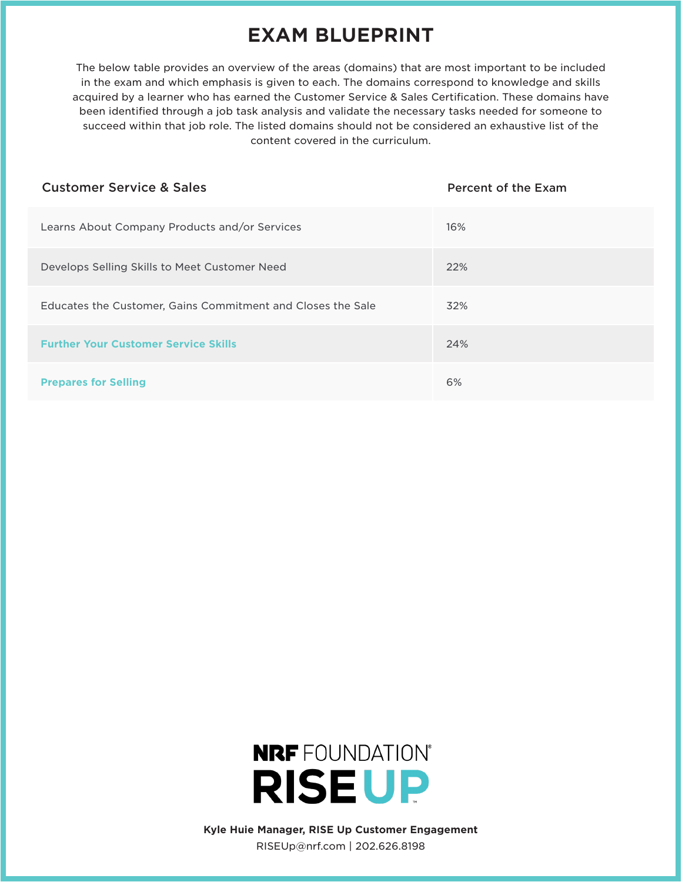# EXAM BLUEPRINT

The below table provides an overview of the areas (domains) that are most important to be included in the exam and which emphasis is given to each. The domains correspond to knowledge and skills acquired by a learner who has earned the Customer Service & Sales Certification. These domains have been identified through a job task analysis and validate the necessary tasks needed for someone to succeed within that job role. The listed domains should not be considered an exhaustive list of the content covered in the curriculum.

| Customer Service & Sales | Percent of the Exam |
|---|---|
| Learns About Company Products and/or Services | 16% |
| Develops Selling Skills to Meet Customer Need | 22% |
| Educates the Customer, Gains Commitment and Closes the Sale | 32% |
| **Further Your Customer Service Skills** | 24% |
| **Prepares for Selling** | 6% |

NRF FOUNDATION®

RISE UP™

**Kyle Huie Manager, RISE Up Customer Engagement**

RISEUp@nrf.com | 202.626.8198